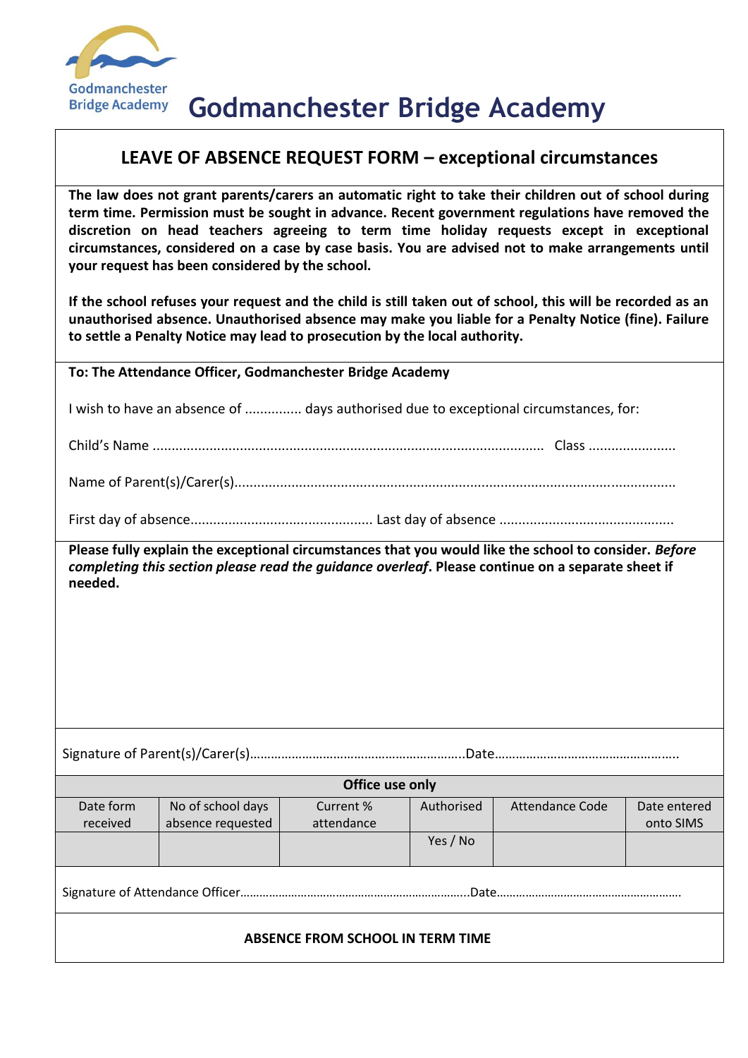# Godmanchester Bridge Academy

## LEAVE OF ABSENCE REQUEST FORM – exceptional circumstances

**The law does not grant parents/carers an automatic right to take their children out of school during term time. Permission must be sought in advance. Recent government regulations have removed the discretion on head teachers agreeing to term time holiday requests except in exceptional circumstances, considered on a case by case basis. You are advised not to make arrangements until your request has been considered by the school.**

**If the school refuses your request and the child is still taken out of school, this will be recorded as an unauthorised absence. Unauthorised absence may make you liable for a Penalty Notice (fine). Failure to settle a Penalty Notice may lead to prosecution by the local authority.**

**To: The Attendance Officer, Godmanchester Bridge Academy**

I wish to have an absence of ............... days authorised due to exceptional circumstances, for:

Child's Name ........................................................................................................ Class .......................

Name of Parent(s)/Carer(s)...................................................................................................................

First day of absence................................................ Last day of absence .............................................

**Please fully explain the exceptional circumstances that you would like the school to consider. *Before completing this section please read the guidance overleaf*. Please continue on a separate sheet if needed.**

Signature of Parent(s)/Carer(s)…………………………………………………….Date…………………………………………….

| Office use only | | | | | |
|---|---|---|---|---|---|
| Date form received | No of school days absence requested | Current % attendance | Authorised | Attendance Code | Date entered onto SIMS |
| | | | Yes / No | | |

Signature of Attendance Officer……………………………………………………………..Date…………………………………………………

**ABSENCE FROM SCHOOL IN TERM TIME**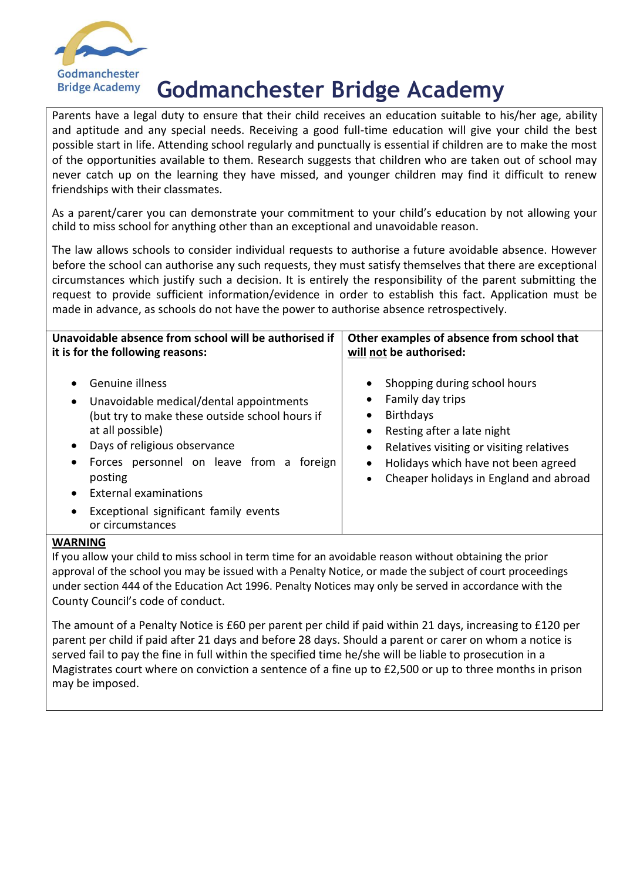# Godmanchester Bridge Academy

Parents have a legal duty to ensure that their child receives an education suitable to his/her age, ability and aptitude and any special needs. Receiving a good full-time education will give your child the best possible start in life. Attending school regularly and punctually is essential if children are to make the most of the opportunities available to them. Research suggests that children who are taken out of school may never catch up on the learning they have missed, and younger children may find it difficult to renew friendships with their classmates.

As a parent/carer you can demonstrate your commitment to your child's education by not allowing your child to miss school for anything other than an exceptional and unavoidable reason.

The law allows schools to consider individual requests to authorise a future avoidable absence. However before the school can authorise any such requests, they must satisfy themselves that there are exceptional circumstances which justify such a decision. It is entirely the responsibility of the parent submitting the request to provide sufficient information/evidence in order to establish this fact. Application must be made in advance, as schools do not have the power to authorise absence retrospectively.

| Unavoidable absence from school will be authorised if it is for the following reasons: | Other examples of absence from school that will not be authorised: |
|---|---|
| • Genuine illness<br>• Unavoidable medical/dental appointments (but try to make these outside school hours if at all possible)<br>• Days of religious observance<br>• Forces personnel on leave from a foreign posting<br>• External examinations<br>• Exceptional significant family events or circumstances | • Shopping during school hours<br>• Family day trips<br>• Birthdays<br>• Resting after a late night<br>• Relatives visiting or visiting relatives<br>• Holidays which have not been agreed<br>• Cheaper holidays in England and abroad |

**WARNING**

If you allow your child to miss school in term time for an avoidable reason without obtaining the prior approval of the school you may be issued with a Penalty Notice, or made the subject of court proceedings under section 444 of the Education Act 1996. Penalty Notices may only be served in accordance with the County Council's code of conduct.

The amount of a Penalty Notice is £60 per parent per child if paid within 21 days, increasing to £120 per parent per child if paid after 21 days and before 28 days. Should a parent or carer on whom a notice is served fail to pay the fine in full within the specified time he/she will be liable to prosecution in a Magistrates court where on conviction a sentence of a fine up to £2,500 or up to three months in prison may be imposed.